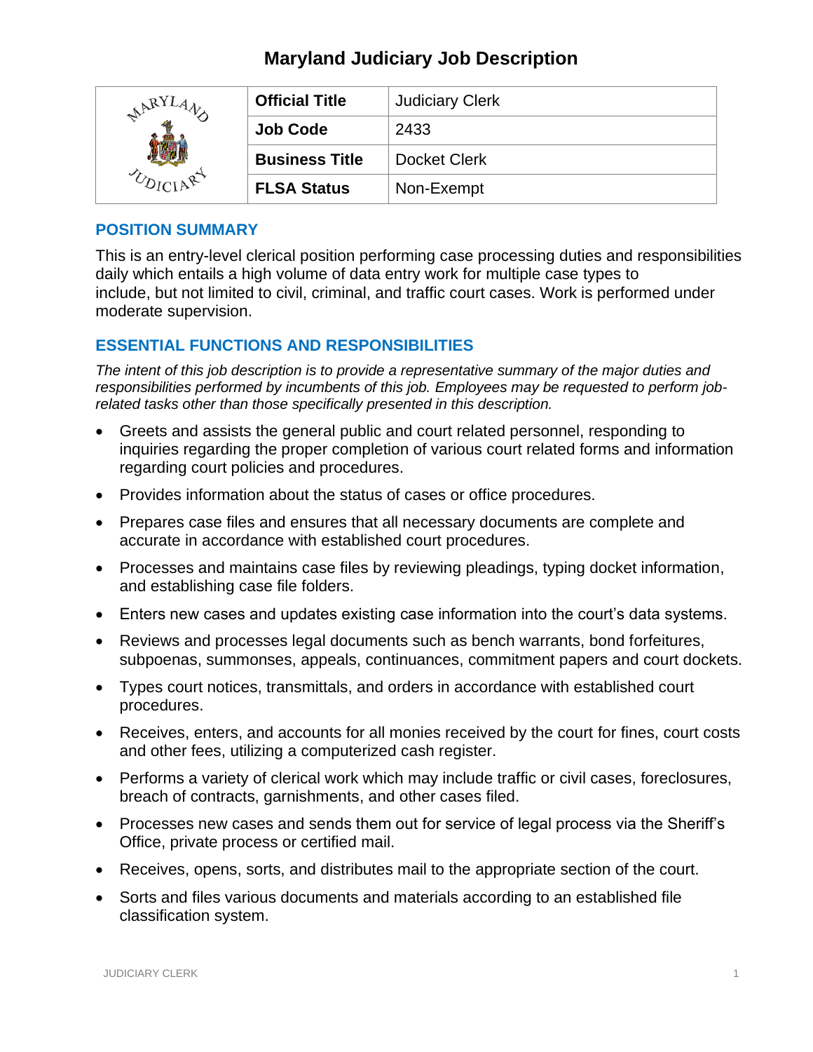# Maryland Judiciary Job Description

| | | |
|---|---|---|
| | **Official Title** | Judiciary Clerk |
| | **Job Code** | 2433 |
| | **Business Title** | Docket Clerk |
| | **FLSA Status** | Non-Exempt |

## POSITION SUMMARY

This is an entry-level clerical position performing case processing duties and responsibilities daily which entails a high volume of data entry work for multiple case types to include, but not limited to civil, criminal, and traffic court cases. Work is performed under moderate supervision.

## ESSENTIAL FUNCTIONS AND RESPONSIBILITIES

*The intent of this job description is to provide a representative summary of the major duties and responsibilities performed by incumbents of this job. Employees may be requested to perform job-related tasks other than those specifically presented in this description.*

- Greets and assists the general public and court related personnel, responding to inquiries regarding the proper completion of various court related forms and information regarding court policies and procedures.
- Provides information about the status of cases or office procedures.
- Prepares case files and ensures that all necessary documents are complete and accurate in accordance with established court procedures.
- Processes and maintains case files by reviewing pleadings, typing docket information, and establishing case file folders.
- Enters new cases and updates existing case information into the court's data systems.
- Reviews and processes legal documents such as bench warrants, bond forfeitures, subpoenas, summonses, appeals, continuances, commitment papers and court dockets.
- Types court notices, transmittals, and orders in accordance with established court procedures.
- Receives, enters, and accounts for all monies received by the court for fines, court costs and other fees, utilizing a computerized cash register.
- Performs a variety of clerical work which may include traffic or civil cases, foreclosures, breach of contracts, garnishments, and other cases filed.
- Processes new cases and sends them out for service of legal process via the Sheriff's Office, private process or certified mail.
- Receives, opens, sorts, and distributes mail to the appropriate section of the court.
- Sorts and files various documents and materials according to an established file classification system.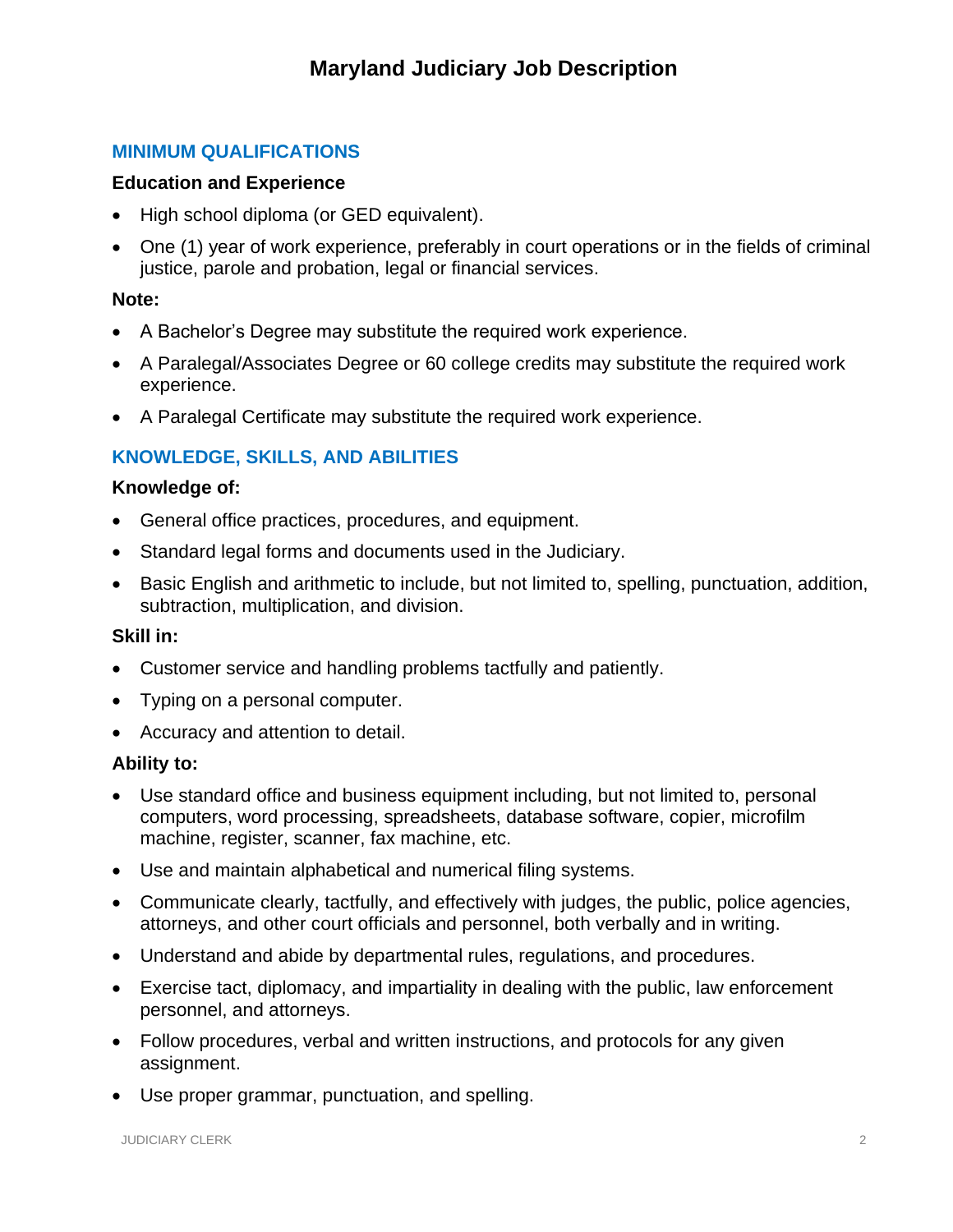# Maryland Judiciary Job Description

## MINIMUM QUALIFICATIONS

### Education and Experience

- High school diploma (or GED equivalent).
- One (1) year of work experience, preferably in court operations or in the fields of criminal justice, parole and probation, legal or financial services.

**Note:**

- A Bachelor's Degree may substitute the required work experience.
- A Paralegal/Associates Degree or 60 college credits may substitute the required work experience.
- A Paralegal Certificate may substitute the required work experience.

## KNOWLEDGE, SKILLS, AND ABILITIES

### Knowledge of:

- General office practices, procedures, and equipment.
- Standard legal forms and documents used in the Judiciary.
- Basic English and arithmetic to include, but not limited to, spelling, punctuation, addition, subtraction, multiplication, and division.

### Skill in:

- Customer service and handling problems tactfully and patiently.
- Typing on a personal computer.
- Accuracy and attention to detail.

### Ability to:

- Use standard office and business equipment including, but not limited to, personal computers, word processing, spreadsheets, database software, copier, microfilm machine, register, scanner, fax machine, etc.
- Use and maintain alphabetical and numerical filing systems.
- Communicate clearly, tactfully, and effectively with judges, the public, police agencies, attorneys, and other court officials and personnel, both verbally and in writing.
- Understand and abide by departmental rules, regulations, and procedures.
- Exercise tact, diplomacy, and impartiality in dealing with the public, law enforcement personnel, and attorneys.
- Follow procedures, verbal and written instructions, and protocols for any given assignment.
- Use proper grammar, punctuation, and spelling.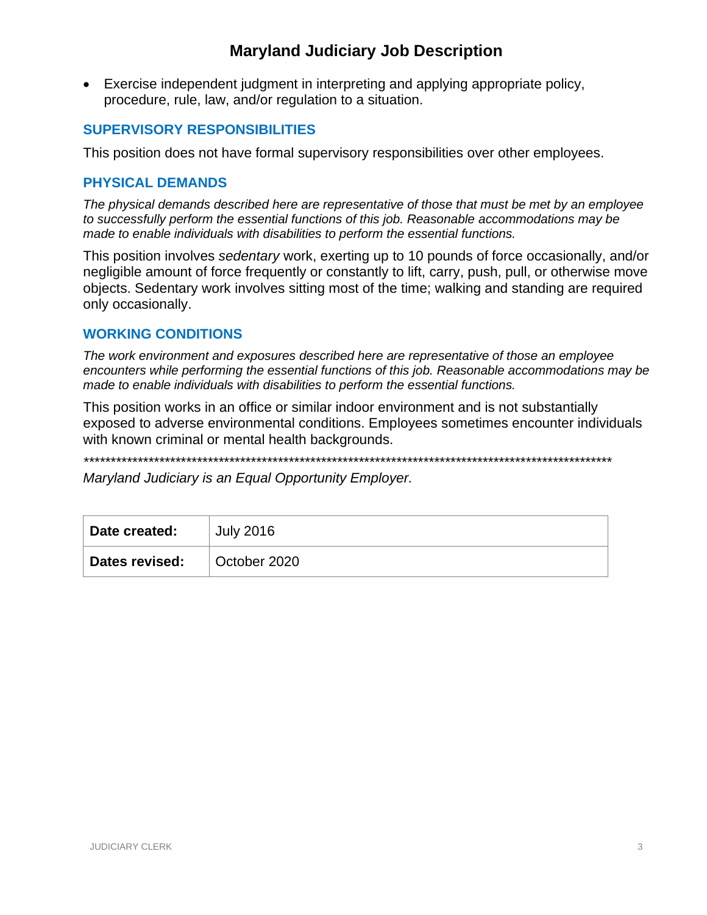- Exercise independent judgment in interpreting and applying appropriate policy, procedure, rule, law, and/or regulation to a situation.

## SUPERVISORY RESPONSIBILITIES

This position does not have formal supervisory responsibilities over other employees.

## PHYSICAL DEMANDS

*The physical demands described here are representative of those that must be met by an employee to successfully perform the essential functions of this job. Reasonable accommodations may be made to enable individuals with disabilities to perform the essential functions.*

This position involves *sedentary* work, exerting up to 10 pounds of force occasionally, and/or negligible amount of force frequently or constantly to lift, carry, push, pull, or otherwise move objects. Sedentary work involves sitting most of the time; walking and standing are required only occasionally.

## WORKING CONDITIONS

*The work environment and exposures described here are representative of those an employee encounters while performing the essential functions of this job. Reasonable accommodations may be made to enable individuals with disabilities to perform the essential functions.*

This position works in an office or similar indoor environment and is not substantially exposed to adverse environmental conditions. Employees sometimes encounter individuals with known criminal or mental health backgrounds.

*****************************************************************************************************

*Maryland Judiciary is an Equal Opportunity Employer.*

| | |
|---|---|
| **Date created:** | July 2016 |
| **Dates revised:** | October 2020 |